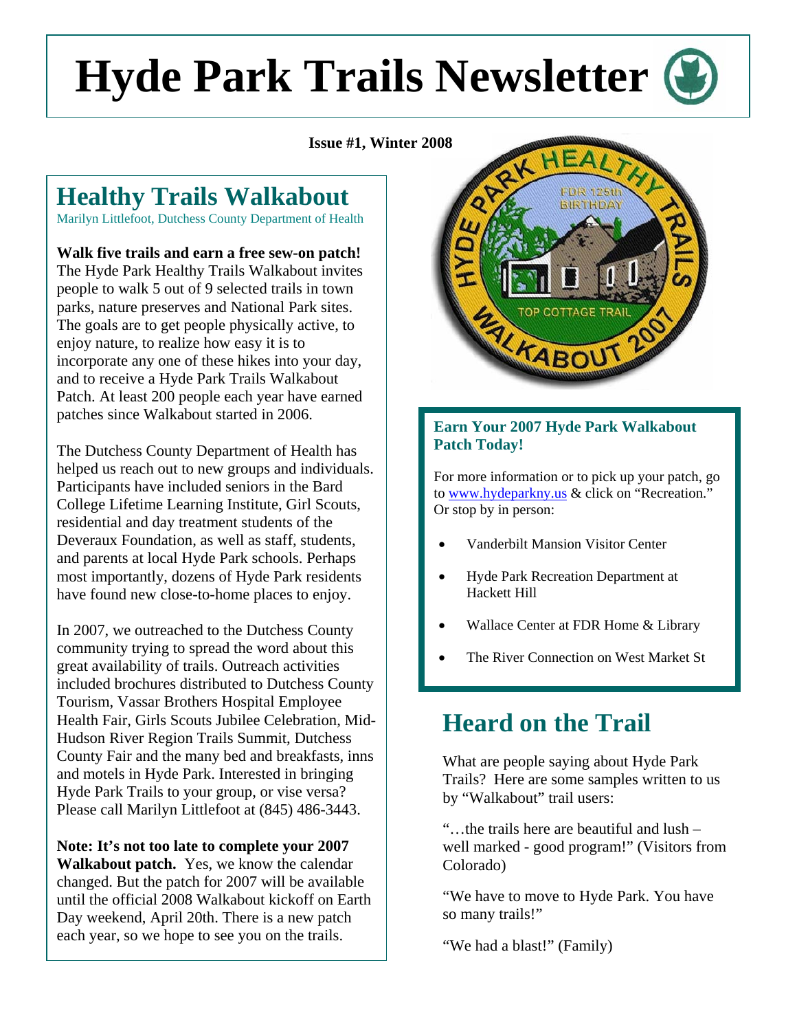# Hyde Park Trails Newsletter

**Issue #1, Winter 2008**

## Healthy Trails Walkabout

Marilyn Littlefoot, Dutchess County Department of Health

**Walk five trails and earn a free sew-on patch!** The Hyde Park Healthy Trails Walkabout invites people to walk 5 out of 9 selected trails in town parks, nature preserves and National Park sites. The goals are to get people physically active, to enjoy nature, to realize how easy it is to incorporate any one of these hikes into your day, and to receive a Hyde Park Trails Walkabout Patch. At least 200 people each year have earned patches since Walkabout started in 2006.

The Dutchess County Department of Health has helped us reach out to new groups and individuals. Participants have included seniors in the Bard College Lifetime Learning Institute, Girl Scouts, residential and day treatment students of the Deveraux Foundation, as well as staff, students, and parents at local Hyde Park schools. Perhaps most importantly, dozens of Hyde Park residents have found new close-to-home places to enjoy.

In 2007, we outreached to the Dutchess County community trying to spread the word about this great availability of trails. Outreach activities included brochures distributed to Dutchess County Tourism, Vassar Brothers Hospital Employee Health Fair, Girls Scouts Jubilee Celebration, Mid-Hudson River Region Trails Summit, Dutchess County Fair and the many bed and breakfasts, inns and motels in Hyde Park. Interested in bringing Hyde Park Trails to your group, or vise versa? Please call Marilyn Littlefoot at (845) 486-3443.

**Note: It's not too late to complete your 2007 Walkabout patch.** Yes, we know the calendar changed. But the patch for 2007 will be available until the official 2008 Walkabout kickoff on Earth Day weekend, April 20th. There is a new patch each year, so we hope to see you on the trails.

### Earn Your 2007 Hyde Park Walkabout Patch Today!

For more information or to pick up your patch, go to www.hydeparkny.us & click on "Recreation." Or stop by in person:

- Vanderbilt Mansion Visitor Center
- Hyde Park Recreation Department at Hackett Hill
- Wallace Center at FDR Home & Library
- The River Connection on West Market St

## Heard on the Trail

What are people saying about Hyde Park Trails? Here are some samples written to us by "Walkabout" trail users:

"…the trails here are beautiful and lush – well marked - good program!" (Visitors from Colorado)

"We have to move to Hyde Park. You have so many trails!"

"We had a blast!" (Family)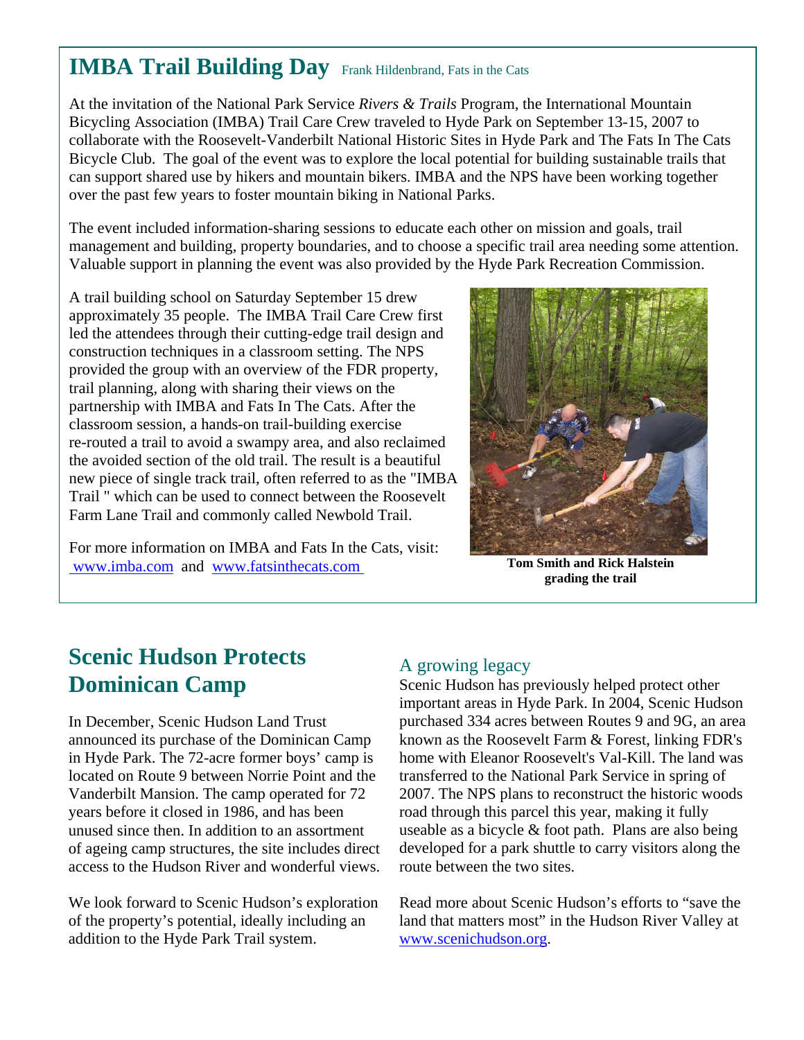## IMBA Trail Building Day

Frank Hildenbrand, Fats in the Cats

At the invitation of the National Park Service *Rivers & Trails* Program, the International Mountain Bicycling Association (IMBA) Trail Care Crew traveled to Hyde Park on September 13-15, 2007 to collaborate with the Roosevelt-Vanderbilt National Historic Sites in Hyde Park and The Fats In The Cats Bicycle Club. The goal of the event was to explore the local potential for building sustainable trails that can support shared use by hikers and mountain bikers. IMBA and the NPS have been working together over the past few years to foster mountain biking in National Parks.

The event included information-sharing sessions to educate each other on mission and goals, trail management and building, property boundaries, and to choose a specific trail area needing some attention. Valuable support in planning the event was also provided by the Hyde Park Recreation Commission.

A trail building school on Saturday September 15 drew approximately 35 people. The IMBA Trail Care Crew first led the attendees through their cutting-edge trail design and construction techniques in a classroom setting. The NPS provided the group with an overview of the FDR property, trail planning, along with sharing their views on the partnership with IMBA and Fats In The Cats. After the classroom session, a hands-on trail-building exercise re-routed a trail to avoid a swampy area, and also reclaimed the avoided section of the old trail. The result is a beautiful new piece of single track trail, often referred to as the "IMBA Trail " which can be used to connect between the Roosevelt Farm Lane Trail and commonly called Newbold Trail.

For more information on IMBA and Fats In the Cats, visit: www.imba.com and www.fatsinthecats.com

**Tom Smith and Rick Halstein grading the trail**

## Scenic Hudson Protects Dominican Camp

In December, Scenic Hudson Land Trust announced its purchase of the Dominican Camp in Hyde Park. The 72-acre former boys' camp is located on Route 9 between Norrie Point and the Vanderbilt Mansion. The camp operated for 72 years before it closed in 1986, and has been unused since then. In addition to an assortment of ageing camp structures, the site includes direct access to the Hudson River and wonderful views.

We look forward to Scenic Hudson's exploration of the property's potential, ideally including an addition to the Hyde Park Trail system.

### A growing legacy

Scenic Hudson has previously helped protect other important areas in Hyde Park. In 2004, Scenic Hudson purchased 334 acres between Routes 9 and 9G, an area known as the Roosevelt Farm & Forest, linking FDR's home with Eleanor Roosevelt's Val-Kill. The land was transferred to the National Park Service in spring of 2007. The NPS plans to reconstruct the historic woods road through this parcel this year, making it fully useable as a bicycle & foot path. Plans are also being developed for a park shuttle to carry visitors along the route between the two sites.

Read more about Scenic Hudson's efforts to "save the land that matters most" in the Hudson River Valley at www.scenichudson.org.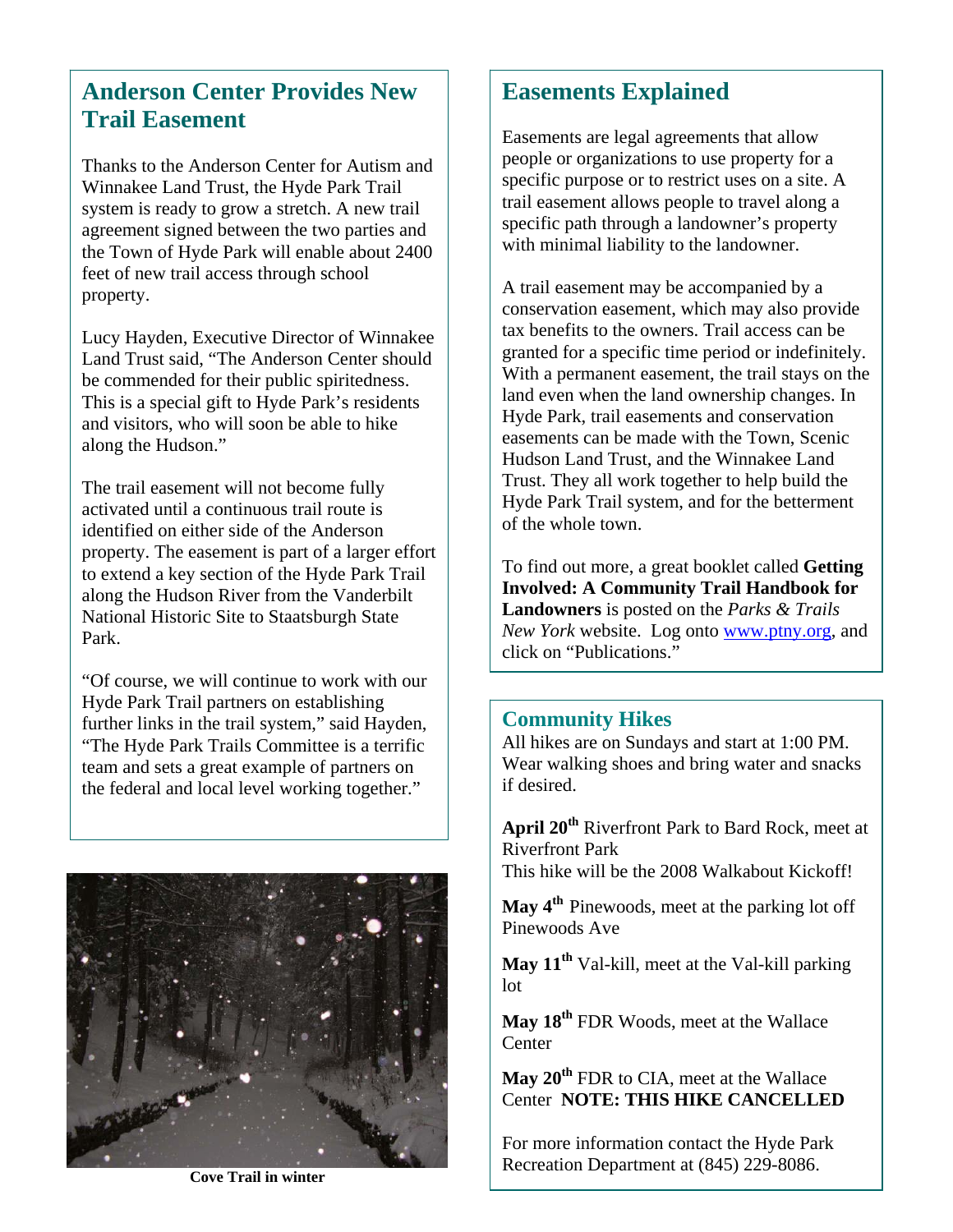## Anderson Center Provides New Trail Easement

Thanks to the Anderson Center for Autism and Winnakee Land Trust, the Hyde Park Trail system is ready to grow a stretch. A new trail agreement signed between the two parties and the Town of Hyde Park will enable about 2400 feet of new trail access through school property.

Lucy Hayden, Executive Director of Winnakee Land Trust said, "The Anderson Center should be commended for their public spiritedness. This is a special gift to Hyde Park's residents and visitors, who will soon be able to hike along the Hudson."

The trail easement will not become fully activated until a continuous trail route is identified on either side of the Anderson property. The easement is part of a larger effort to extend a key section of the Hyde Park Trail along the Hudson River from the Vanderbilt National Historic Site to Staatsburgh State Park.

"Of course, we will continue to work with our Hyde Park Trail partners on establishing further links in the trail system," said Hayden, "The Hyde Park Trails Committee is a terrific team and sets a great example of partners on the federal and local level working together."

**Cove Trail in winter**

## Easements Explained

Easements are legal agreements that allow people or organizations to use property for a specific purpose or to restrict uses on a site. A trail easement allows people to travel along a specific path through a landowner's property with minimal liability to the landowner.

A trail easement may be accompanied by a conservation easement, which may also provide tax benefits to the owners. Trail access can be granted for a specific time period or indefinitely. With a permanent easement, the trail stays on the land even when the land ownership changes. In Hyde Park, trail easements and conservation easements can be made with the Town, Scenic Hudson Land Trust, and the Winnakee Land Trust. They all work together to help build the Hyde Park Trail system, and for the betterment of the whole town.

To find out more, a great booklet called **Getting Involved: A Community Trail Handbook for Landowners** is posted on the *Parks & Trails New York* website. Log onto www.ptny.org, and click on "Publications."

### Community Hikes

All hikes are on Sundays and start at 1:00 PM. Wear walking shoes and bring water and snacks if desired.

**April 20th** Riverfront Park to Bard Rock, meet at Riverfront Park
This hike will be the 2008 Walkabout Kickoff!

**May 4th** Pinewoods, meet at the parking lot off Pinewoods Ave

**May 11th** Val-kill, meet at the Val-kill parking lot

**May 18th** FDR Woods, meet at the Wallace Center

**May 20th** FDR to CIA, meet at the Wallace Center **NOTE: THIS HIKE CANCELLED**

For more information contact the Hyde Park Recreation Department at (845) 229-8086.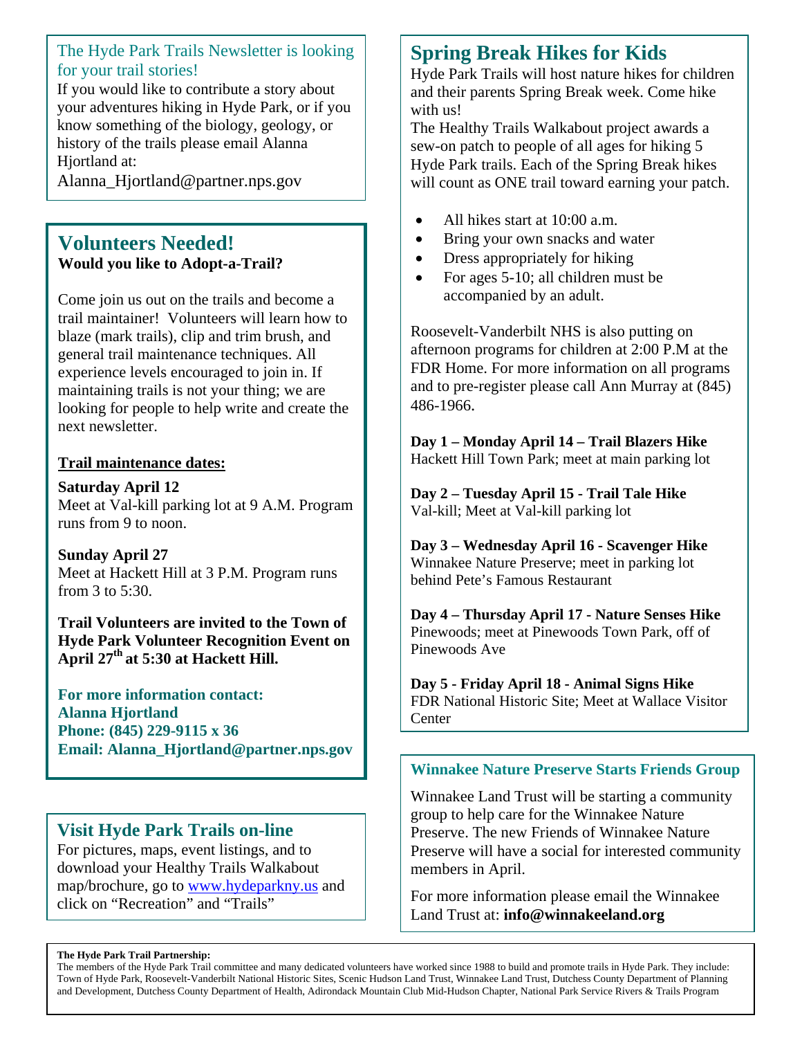The Hyde Park Trails Newsletter is looking for your trail stories!

If you would like to contribute a story about your adventures hiking in Hyde Park, or if you know something of the biology, geology, or history of the trails please email Alanna Hjortland at:
Alanna_Hjortland@partner.nps.gov

## Volunteers Needed!

**Would you like to Adopt-a-Trail?**

Come join us out on the trails and become a trail maintainer! Volunteers will learn how to blaze (mark trails), clip and trim brush, and general trail maintenance techniques. All experience levels encouraged to join in. If maintaining trails is not your thing; we are looking for people to help write and create the next newsletter.

**Trail maintenance dates:**

**Saturday April 12**
Meet at Val-kill parking lot at 9 A.M. Program runs from 9 to noon.

**Sunday April 27**
Meet at Hackett Hill at 3 P.M. Program runs from 3 to 5:30.

**Trail Volunteers are invited to the Town of Hyde Park Volunteer Recognition Event on April 27th at 5:30 at Hackett Hill.**

**For more information contact:**
**Alanna Hjortland**
**Phone: (845) 229-9115 x 36**
**Email: Alanna_Hjortland@partner.nps.gov**

## Visit Hyde Park Trails on-line

For pictures, maps, event listings, and to download your Healthy Trails Walkabout map/brochure, go to www.hydeparkny.us and click on "Recreation" and "Trails"

## Spring Break Hikes for Kids

Hyde Park Trails will host nature hikes for children and their parents Spring Break week. Come hike with us!

The Healthy Trails Walkabout project awards a sew-on patch to people of all ages for hiking 5 Hyde Park trails. Each of the Spring Break hikes will count as ONE trail toward earning your patch.

- All hikes start at 10:00 a.m.
- Bring your own snacks and water
- Dress appropriately for hiking
- For ages 5-10; all children must be accompanied by an adult.

Roosevelt-Vanderbilt NHS is also putting on afternoon programs for children at 2:00 P.M at the FDR Home. For more information on all programs and to pre-register please call Ann Murray at (845) 486-1966.

**Day 1 – Monday April 14 – Trail Blazers Hike**
Hackett Hill Town Park; meet at main parking lot

**Day 2 – Tuesday April 15 - Trail Tale Hike**
Val-kill; Meet at Val-kill parking lot

**Day 3 – Wednesday April 16 - Scavenger Hike**
Winnakee Nature Preserve; meet in parking lot behind Pete's Famous Restaurant

**Day 4 – Thursday April 17 - Nature Senses Hike**
Pinewoods; meet at Pinewoods Town Park, off of Pinewoods Ave

**Day 5 - Friday April 18 - Animal Signs Hike**
FDR National Historic Site; Meet at Wallace Visitor Center

### Winnakee Nature Preserve Starts Friends Group

Winnakee Land Trust will be starting a community group to help care for the Winnakee Nature Preserve. The new Friends of Winnakee Nature Preserve will have a social for interested community members in April.

For more information please email the Winnakee Land Trust at: **info@winnakeeland.org**

**The Hyde Park Trail Partnership:**
The members of the Hyde Park Trail committee and many dedicated volunteers have worked since 1988 to build and promote trails in Hyde Park. They include: Town of Hyde Park, Roosevelt-Vanderbilt National Historic Sites, Scenic Hudson Land Trust, Winnakee Land Trust, Dutchess County Department of Planning and Development, Dutchess County Department of Health, Adirondack Mountain Club Mid-Hudson Chapter, National Park Service Rivers & Trails Program